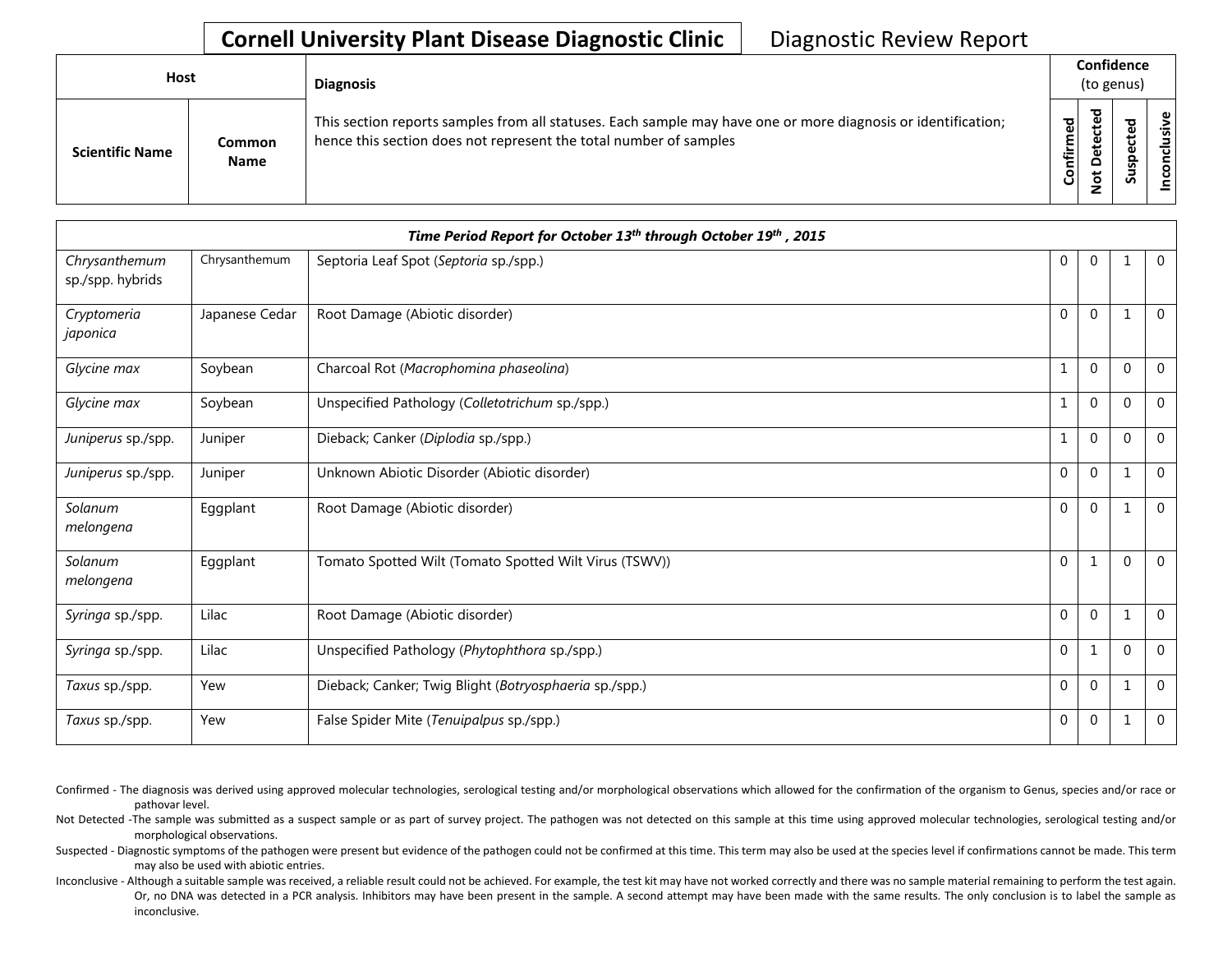# Cornell University Plant Disease Diagnostic Clinic

Diagnostic Review Report

| Host | | Diagnosis | Confidence (to genus) | | | |
|---|---|---|---|---|---|---|
| Scientific Name | Common Name | This section reports samples from all statuses. Each sample may have one or more diagnosis or identification; hence this section does not represent the total number of samples | Confirmed | Not Detected | Suspected | Inconclusive |

| *Time Period Report for October 13th through October 19th , 2015* | | | | | | |
|---|---|---|---|---|---|---|
| *Chrysanthemum* sp./spp. hybrids | Chrysanthemum | Septoria Leaf Spot (*Septoria* sp./spp.) | 0 | 0 | 1 | 0 |
| *Cryptomeria japonica* | Japanese Cedar | Root Damage (Abiotic disorder) | 0 | 0 | 1 | 0 |
| *Glycine max* | Soybean | Charcoal Rot (*Macrophomina phaseolina*) | 1 | 0 | 0 | 0 |
| *Glycine max* | Soybean | Unspecified Pathology (*Colletotrichum* sp./spp.) | 1 | 0 | 0 | 0 |
| *Juniperus* sp./spp. | Juniper | Dieback; Canker (*Diplodia* sp./spp.) | 1 | 0 | 0 | 0 |
| *Juniperus* sp./spp. | Juniper | Unknown Abiotic Disorder (Abiotic disorder) | 0 | 0 | 1 | 0 |
| *Solanum melongena* | Eggplant | Root Damage (Abiotic disorder) | 0 | 0 | 1 | 0 |
| *Solanum melongena* | Eggplant | Tomato Spotted Wilt (Tomato Spotted Wilt Virus (TSWV)) | 0 | 1 | 0 | 0 |
| *Syringa* sp./spp. | Lilac | Root Damage (Abiotic disorder) | 0 | 0 | 1 | 0 |
| *Syringa* sp./spp. | Lilac | Unspecified Pathology (*Phytophthora* sp./spp.) | 0 | 1 | 0 | 0 |
| *Taxus* sp./spp. | Yew | Dieback; Canker; Twig Blight (*Botryosphaeria* sp./spp.) | 0 | 0 | 1 | 0 |
| *Taxus* sp./spp. | Yew | False Spider Mite (*Tenuipalpus* sp./spp.) | 0 | 0 | 1 | 0 |

Confirmed - The diagnosis was derived using approved molecular technologies, serological testing and/or morphological observations which allowed for the confirmation of the organism to Genus, species and/or race or pathovar level.

Not Detected -The sample was submitted as a suspect sample or as part of survey project. The pathogen was not detected on this sample at this time using approved molecular technologies, serological testing and/or morphological observations.

Suspected - Diagnostic symptoms of the pathogen were present but evidence of the pathogen could not be confirmed at this time. This term may also be used at the species level if confirmations cannot be made. This term may also be used with abiotic entries.

Inconclusive - Although a suitable sample was received, a reliable result could not be achieved. For example, the test kit may have not worked correctly and there was no sample material remaining to perform the test again. Or, no DNA was detected in a PCR analysis. Inhibitors may have been present in the sample. A second attempt may have been made with the same results. The only conclusion is to label the sample as inconclusive.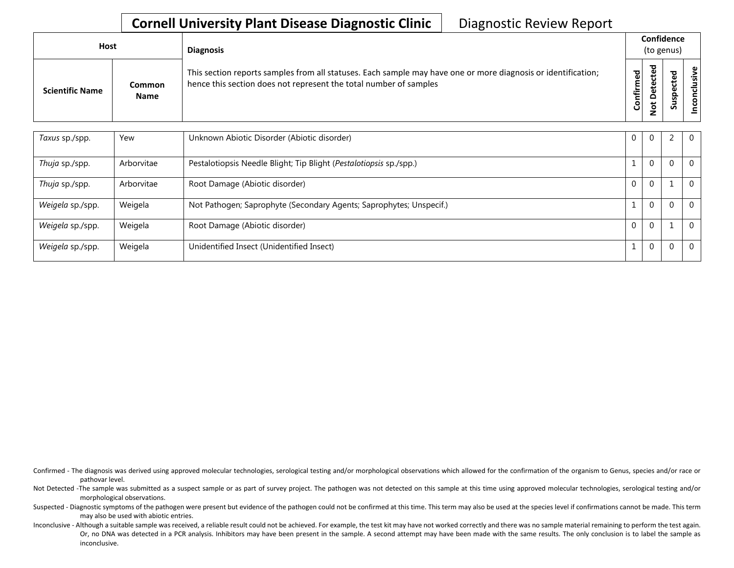**Cornell University Plant Disease Diagnostic Clinic** Diagnostic Review Report

| Host | | Diagnosis | Confidence (to genus) | | | |
|---|---|---|---|---|---|---|
| Scientific Name | Common Name | This section reports samples from all statuses. Each sample may have one or more diagnosis or identification; hence this section does not represent the total number of samples | Confirmed | Not Detected | Suspected | Inconclusive |
| *Taxus* sp./spp. | Yew | Unknown Abiotic Disorder (Abiotic disorder) | 0 | 0 | 2 | 0 |
| *Thuja* sp./spp. | Arborvitae | Pestalotiopsis Needle Blight; Tip Blight (*Pestalotiopsis* sp./spp.) | 1 | 0 | 0 | 0 |
| *Thuja* sp./spp. | Arborvitae | Root Damage (Abiotic disorder) | 0 | 0 | 1 | 0 |
| *Weigela* sp./spp. | Weigela | Not Pathogen; Saprophyte (Secondary Agents; Saprophytes; Unspecif.) | 1 | 0 | 0 | 0 |
| *Weigela* sp./spp. | Weigela | Root Damage (Abiotic disorder) | 0 | 0 | 1 | 0 |
| *Weigela* sp./spp. | Weigela | Unidentified Insect (Unidentified Insect) | 1 | 0 | 0 | 0 |

Confirmed - The diagnosis was derived using approved molecular technologies, serological testing and/or morphological observations which allowed for the confirmation of the organism to Genus, species and/or race or pathovar level.

Not Detected -The sample was submitted as a suspect sample or as part of survey project. The pathogen was not detected on this sample at this time using approved molecular technologies, serological testing and/or morphological observations.

Suspected - Diagnostic symptoms of the pathogen were present but evidence of the pathogen could not be confirmed at this time. This term may also be used at the species level if confirmations cannot be made. This term may also be used with abiotic entries.

Inconclusive - Although a suitable sample was received, a reliable result could not be achieved. For example, the test kit may have not worked correctly and there was no sample material remaining to perform the test again. Or, no DNA was detected in a PCR analysis. Inhibitors may have been present in the sample. A second attempt may have been made with the same results. The only conclusion is to label the sample as inconclusive.